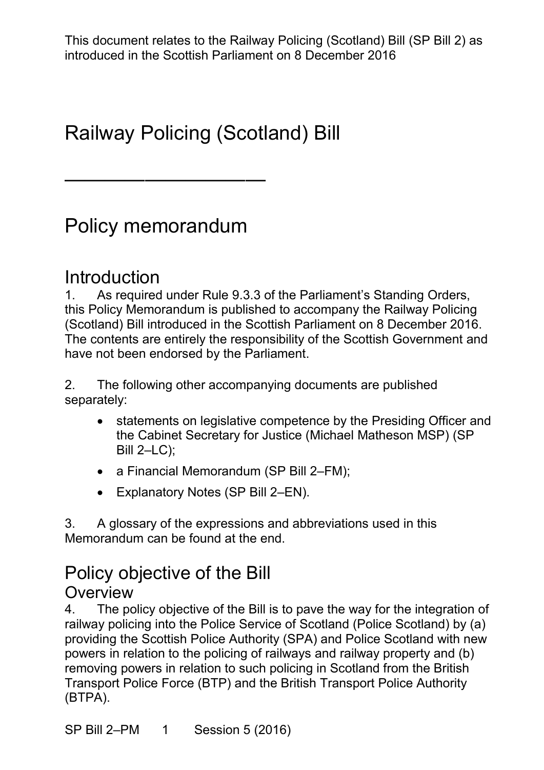This document relates to the Railway Policing (Scotland) Bill (SP Bill 2) as introduced in the Scottish Parliament on 8 December 2016

# Railway Policing (Scotland) Bill

---

# Policy memorandum

## Introduction

1. As required under Rule 9.3.3 of the Parliament's Standing Orders, this Policy Memorandum is published to accompany the Railway Policing (Scotland) Bill introduced in the Scottish Parliament on 8 December 2016. The contents are entirely the responsibility of the Scottish Government and have not been endorsed by the Parliament.

2. The following other accompanying documents are published separately:

- statements on legislative competence by the Presiding Officer and the Cabinet Secretary for Justice (Michael Matheson MSP) (SP Bill 2–LC);
- a Financial Memorandum (SP Bill 2–FM);
- Explanatory Notes (SP Bill 2–EN).

3. A glossary of the expressions and abbreviations used in this Memorandum can be found at the end.

## Policy objective of the Bill

### Overview

4. The policy objective of the Bill is to pave the way for the integration of railway policing into the Police Service of Scotland (Police Scotland) by (a) providing the Scottish Police Authority (SPA) and Police Scotland with new powers in relation to the policing of railways and railway property and (b) removing powers in relation to such policing in Scotland from the British Transport Police Force (BTP) and the British Transport Police Authority (BTPA).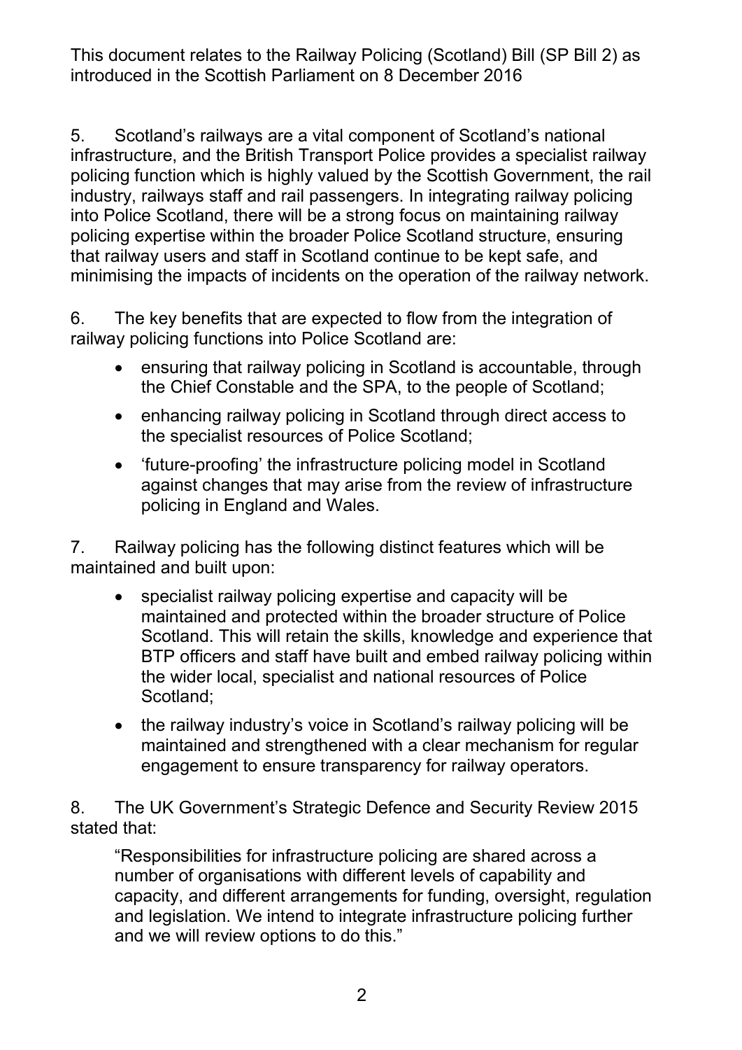5. Scotland's railways are a vital component of Scotland's national infrastructure, and the British Transport Police provides a specialist railway policing function which is highly valued by the Scottish Government, the rail industry, railways staff and rail passengers. In integrating railway policing into Police Scotland, there will be a strong focus on maintaining railway policing expertise within the broader Police Scotland structure, ensuring that railway users and staff in Scotland continue to be kept safe, and minimising the impacts of incidents on the operation of the railway network.

6. The key benefits that are expected to flow from the integration of railway policing functions into Police Scotland are:

- ensuring that railway policing in Scotland is accountable, through the Chief Constable and the SPA, to the people of Scotland;
- enhancing railway policing in Scotland through direct access to the specialist resources of Police Scotland;
- 'future-proofing' the infrastructure policing model in Scotland against changes that may arise from the review of infrastructure policing in England and Wales.

7. Railway policing has the following distinct features which will be maintained and built upon:

- specialist railway policing expertise and capacity will be maintained and protected within the broader structure of Police Scotland. This will retain the skills, knowledge and experience that BTP officers and staff have built and embed railway policing within the wider local, specialist and national resources of Police Scotland;
- the railway industry's voice in Scotland's railway policing will be maintained and strengthened with a clear mechanism for regular engagement to ensure transparency for railway operators.

8. The UK Government's Strategic Defence and Security Review 2015 stated that:

> "Responsibilities for infrastructure policing are shared across a number of organisations with different levels of capability and capacity, and different arrangements for funding, oversight, regulation and legislation. We intend to integrate infrastructure policing further and we will review options to do this."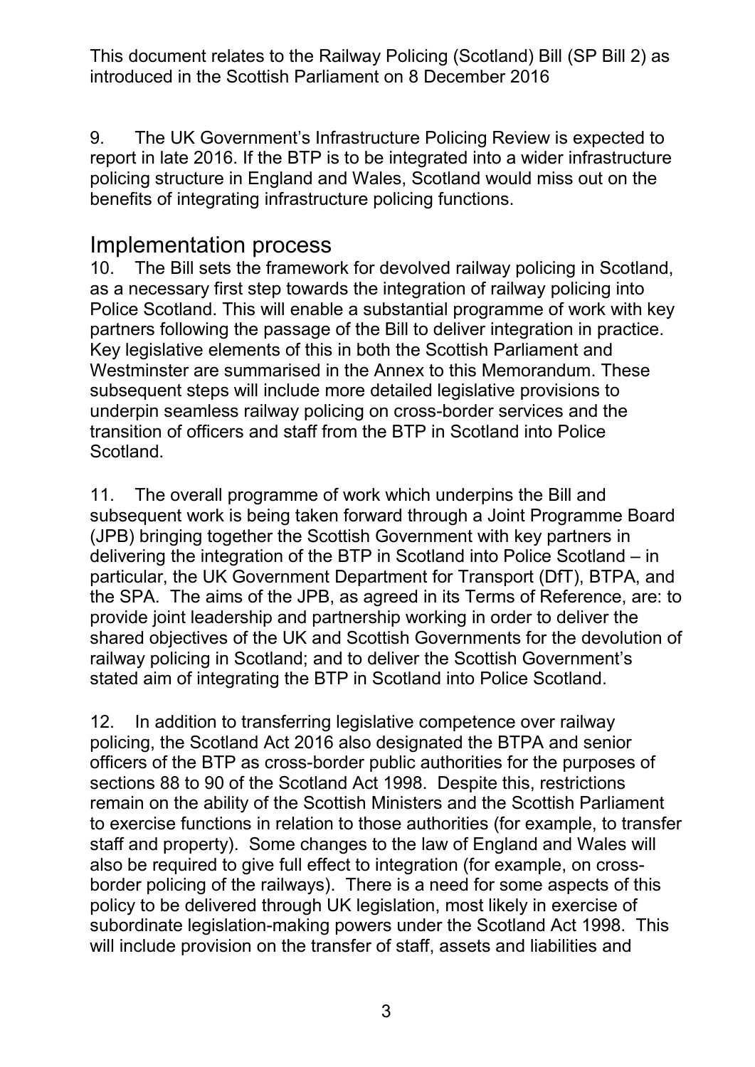This document relates to the Railway Policing (Scotland) Bill (SP Bill 2) as introduced in the Scottish Parliament on 8 December 2016

9. The UK Government's Infrastructure Policing Review is expected to report in late 2016. If the BTP is to be integrated into a wider infrastructure policing structure in England and Wales, Scotland would miss out on the benefits of integrating infrastructure policing functions.

## Implementation process

10. The Bill sets the framework for devolved railway policing in Scotland, as a necessary first step towards the integration of railway policing into Police Scotland. This will enable a substantial programme of work with key partners following the passage of the Bill to deliver integration in practice. Key legislative elements of this in both the Scottish Parliament and Westminster are summarised in the Annex to this Memorandum. These subsequent steps will include more detailed legislative provisions to underpin seamless railway policing on cross-border services and the transition of officers and staff from the BTP in Scotland into Police Scotland.

11. The overall programme of work which underpins the Bill and subsequent work is being taken forward through a Joint Programme Board (JPB) bringing together the Scottish Government with key partners in delivering the integration of the BTP in Scotland into Police Scotland – in particular, the UK Government Department for Transport (DfT), BTPA, and the SPA. The aims of the JPB, as agreed in its Terms of Reference, are: to provide joint leadership and partnership working in order to deliver the shared objectives of the UK and Scottish Governments for the devolution of railway policing in Scotland; and to deliver the Scottish Government's stated aim of integrating the BTP in Scotland into Police Scotland.

12. In addition to transferring legislative competence over railway policing, the Scotland Act 2016 also designated the BTPA and senior officers of the BTP as cross-border public authorities for the purposes of sections 88 to 90 of the Scotland Act 1998. Despite this, restrictions remain on the ability of the Scottish Ministers and the Scottish Parliament to exercise functions in relation to those authorities (for example, to transfer staff and property). Some changes to the law of England and Wales will also be required to give full effect to integration (for example, on cross-border policing of the railways). There is a need for some aspects of this policy to be delivered through UK legislation, most likely in exercise of subordinate legislation-making powers under the Scotland Act 1998. This will include provision on the transfer of staff, assets and liabilities and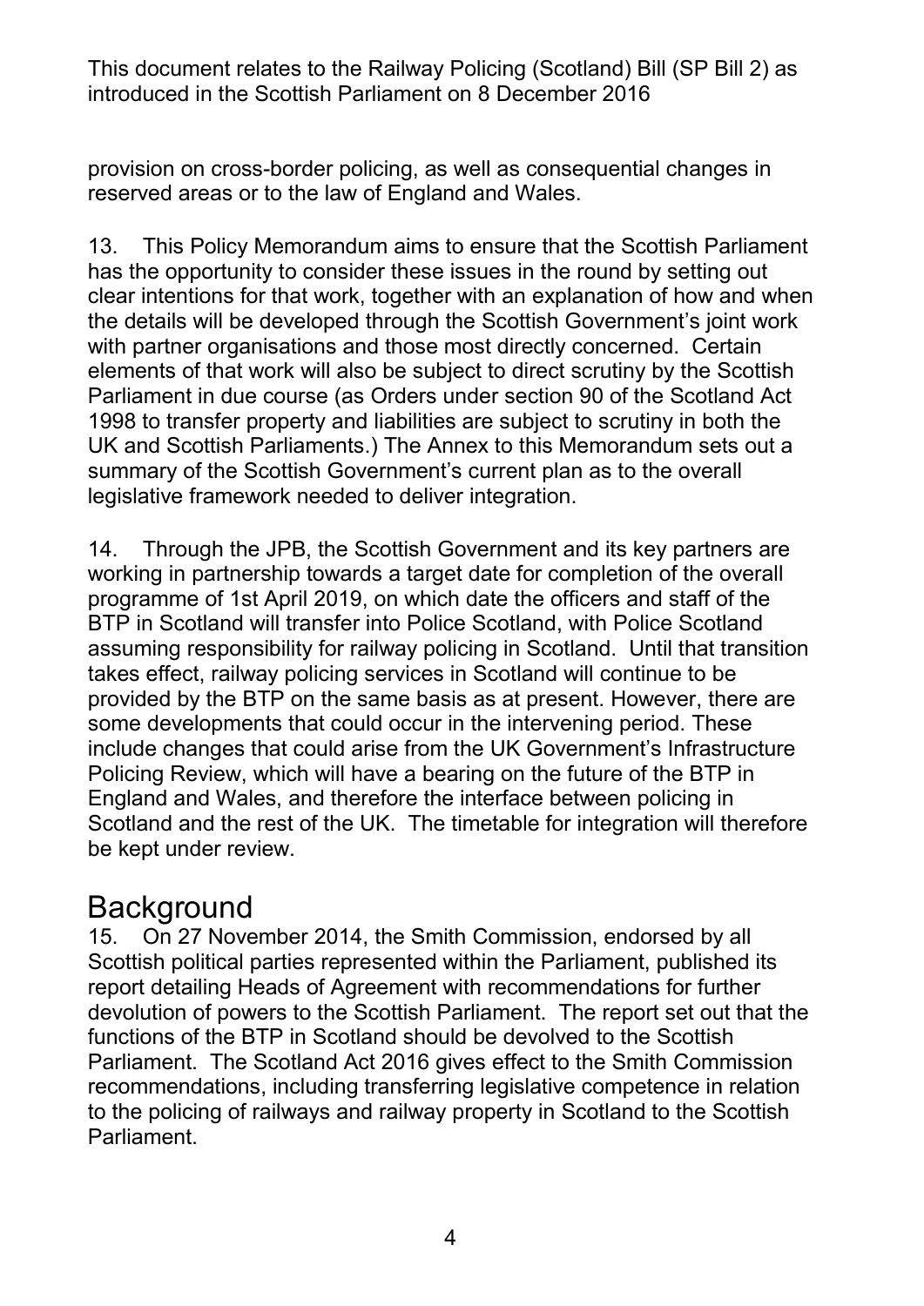provision on cross-border policing, as well as consequential changes in reserved areas or to the law of England and Wales.

13. This Policy Memorandum aims to ensure that the Scottish Parliament has the opportunity to consider these issues in the round by setting out clear intentions for that work, together with an explanation of how and when the details will be developed through the Scottish Government's joint work with partner organisations and those most directly concerned. Certain elements of that work will also be subject to direct scrutiny by the Scottish Parliament in due course (as Orders under section 90 of the Scotland Act 1998 to transfer property and liabilities are subject to scrutiny in both the UK and Scottish Parliaments.) The Annex to this Memorandum sets out a summary of the Scottish Government's current plan as to the overall legislative framework needed to deliver integration.

14. Through the JPB, the Scottish Government and its key partners are working in partnership towards a target date for completion of the overall programme of 1st April 2019, on which date the officers and staff of the BTP in Scotland will transfer into Police Scotland, with Police Scotland assuming responsibility for railway policing in Scotland. Until that transition takes effect, railway policing services in Scotland will continue to be provided by the BTP on the same basis as at present. However, there are some developments that could occur in the intervening period. These include changes that could arise from the UK Government's Infrastructure Policing Review, which will have a bearing on the future of the BTP in England and Wales, and therefore the interface between policing in Scotland and the rest of the UK. The timetable for integration will therefore be kept under review.

## Background

15. On 27 November 2014, the Smith Commission, endorsed by all Scottish political parties represented within the Parliament, published its report detailing Heads of Agreement with recommendations for further devolution of powers to the Scottish Parliament. The report set out that the functions of the BTP in Scotland should be devolved to the Scottish Parliament. The Scotland Act 2016 gives effect to the Smith Commission recommendations, including transferring legislative competence in relation to the policing of railways and railway property in Scotland to the Scottish Parliament.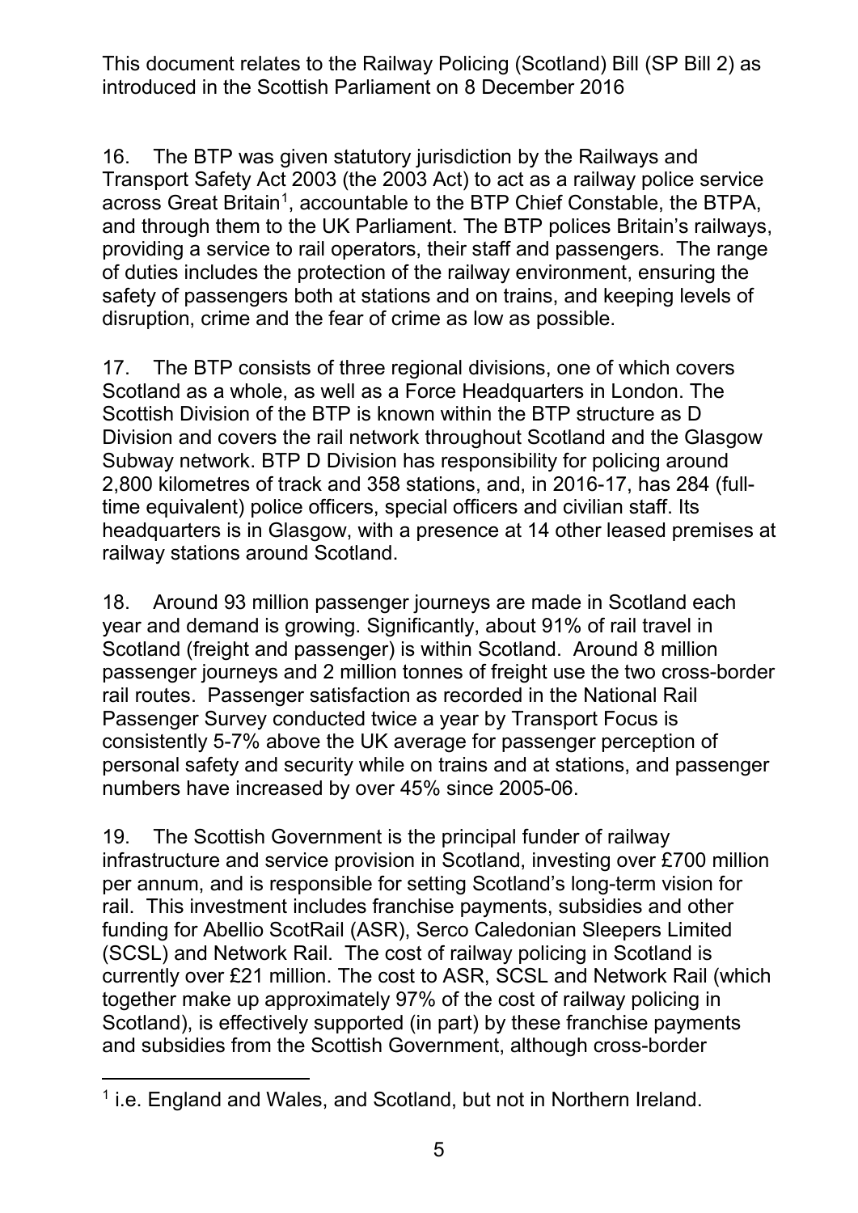16. The BTP was given statutory jurisdiction by the Railways and Transport Safety Act 2003 (the 2003 Act) to act as a railway police service across Great Britain[1], accountable to the BTP Chief Constable, the BTPA, and through them to the UK Parliament. The BTP polices Britain's railways, providing a service to rail operators, their staff and passengers. The range of duties includes the protection of the railway environment, ensuring the safety of passengers both at stations and on trains, and keeping levels of disruption, crime and the fear of crime as low as possible.

17. The BTP consists of three regional divisions, one of which covers Scotland as a whole, as well as a Force Headquarters in London. The Scottish Division of the BTP is known within the BTP structure as D Division and covers the rail network throughout Scotland and the Glasgow Subway network. BTP D Division has responsibility for policing around 2,800 kilometres of track and 358 stations, and, in 2016-17, has 284 (full-time equivalent) police officers, special officers and civilian staff. Its headquarters is in Glasgow, with a presence at 14 other leased premises at railway stations around Scotland.

18. Around 93 million passenger journeys are made in Scotland each year and demand is growing. Significantly, about 91% of rail travel in Scotland (freight and passenger) is within Scotland. Around 8 million passenger journeys and 2 million tonnes of freight use the two cross-border rail routes. Passenger satisfaction as recorded in the National Rail Passenger Survey conducted twice a year by Transport Focus is consistently 5-7% above the UK average for passenger perception of personal safety and security while on trains and at stations, and passenger numbers have increased by over 45% since 2005-06.

19. The Scottish Government is the principal funder of railway infrastructure and service provision in Scotland, investing over £700 million per annum, and is responsible for setting Scotland's long-term vision for rail. This investment includes franchise payments, subsidies and other funding for Abellio ScotRail (ASR), Serco Caledonian Sleepers Limited (SCSL) and Network Rail. The cost of railway policing in Scotland is currently over £21 million. The cost to ASR, SCSL and Network Rail (which together make up approximately 97% of the cost of railway policing in Scotland), is effectively supported (in part) by these franchise payments and subsidies from the Scottish Government, although cross-border

---

[1] i.e. England and Wales, and Scotland, but not in Northern Ireland.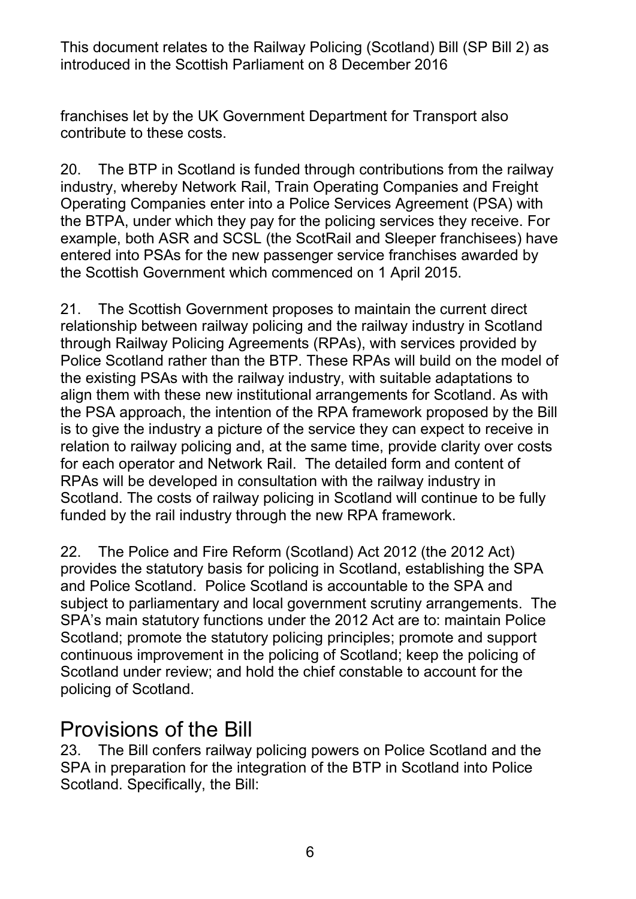franchises let by the UK Government Department for Transport also contribute to these costs.

20. The BTP in Scotland is funded through contributions from the railway industry, whereby Network Rail, Train Operating Companies and Freight Operating Companies enter into a Police Services Agreement (PSA) with the BTPA, under which they pay for the policing services they receive. For example, both ASR and SCSL (the ScotRail and Sleeper franchisees) have entered into PSAs for the new passenger service franchises awarded by the Scottish Government which commenced on 1 April 2015.

21. The Scottish Government proposes to maintain the current direct relationship between railway policing and the railway industry in Scotland through Railway Policing Agreements (RPAs), with services provided by Police Scotland rather than the BTP. These RPAs will build on the model of the existing PSAs with the railway industry, with suitable adaptations to align them with these new institutional arrangements for Scotland. As with the PSA approach, the intention of the RPA framework proposed by the Bill is to give the industry a picture of the service they can expect to receive in relation to railway policing and, at the same time, provide clarity over costs for each operator and Network Rail. The detailed form and content of RPAs will be developed in consultation with the railway industry in Scotland. The costs of railway policing in Scotland will continue to be fully funded by the rail industry through the new RPA framework.

22. The Police and Fire Reform (Scotland) Act 2012 (the 2012 Act) provides the statutory basis for policing in Scotland, establishing the SPA and Police Scotland. Police Scotland is accountable to the SPA and subject to parliamentary and local government scrutiny arrangements. The SPA's main statutory functions under the 2012 Act are to: maintain Police Scotland; promote the statutory policing principles; promote and support continuous improvement in the policing of Scotland; keep the policing of Scotland under review; and hold the chief constable to account for the policing of Scotland.

## Provisions of the Bill

23. The Bill confers railway policing powers on Police Scotland and the SPA in preparation for the integration of the BTP in Scotland into Police Scotland. Specifically, the Bill: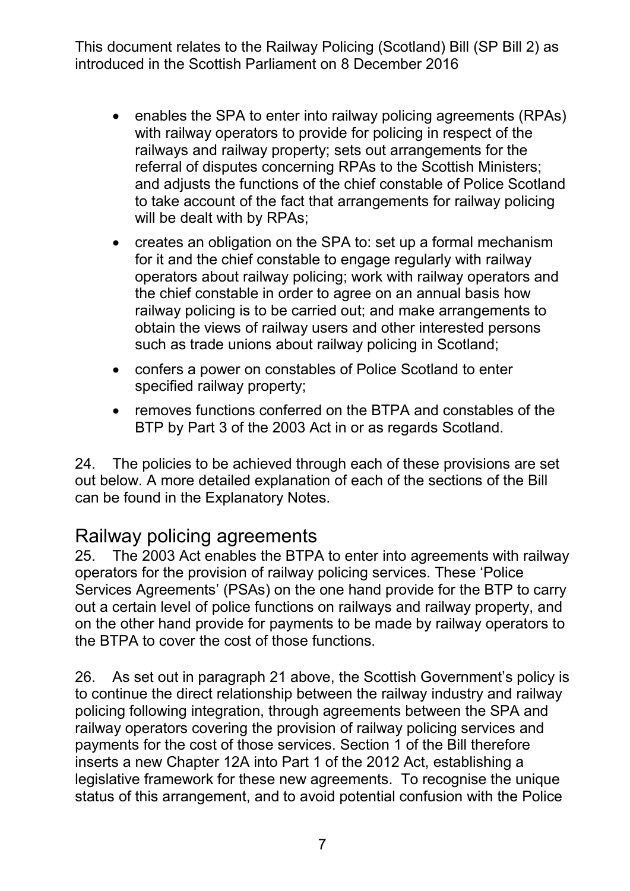- enables the SPA to enter into railway policing agreements (RPAs) with railway operators to provide for policing in respect of the railways and railway property; sets out arrangements for the referral of disputes concerning RPAs to the Scottish Ministers; and adjusts the functions of the chief constable of Police Scotland to take account of the fact that arrangements for railway policing will be dealt with by RPAs;
- creates an obligation on the SPA to: set up a formal mechanism for it and the chief constable to engage regularly with railway operators about railway policing; work with railway operators and the chief constable in order to agree on an annual basis how railway policing is to be carried out; and make arrangements to obtain the views of railway users and other interested persons such as trade unions about railway policing in Scotland;
- confers a power on constables of Police Scotland to enter specified railway property;
- removes functions conferred on the BTPA and constables of the BTP by Part 3 of the 2003 Act in or as regards Scotland.

24. The policies to be achieved through each of these provisions are set out below. A more detailed explanation of each of the sections of the Bill can be found in the Explanatory Notes.

## Railway policing agreements

25. The 2003 Act enables the BTPA to enter into agreements with railway operators for the provision of railway policing services. These 'Police Services Agreements' (PSAs) on the one hand provide for the BTP to carry out a certain level of police functions on railways and railway property, and on the other hand provide for payments to be made by railway operators to the BTPA to cover the cost of those functions.

26. As set out in paragraph 21 above, the Scottish Government's policy is to continue the direct relationship between the railway industry and railway policing following integration, through agreements between the SPA and railway operators covering the provision of railway policing services and payments for the cost of those services. Section 1 of the Bill therefore inserts a new Chapter 12A into Part 1 of the 2012 Act, establishing a legislative framework for these new agreements. To recognise the unique status of this arrangement, and to avoid potential confusion with the Police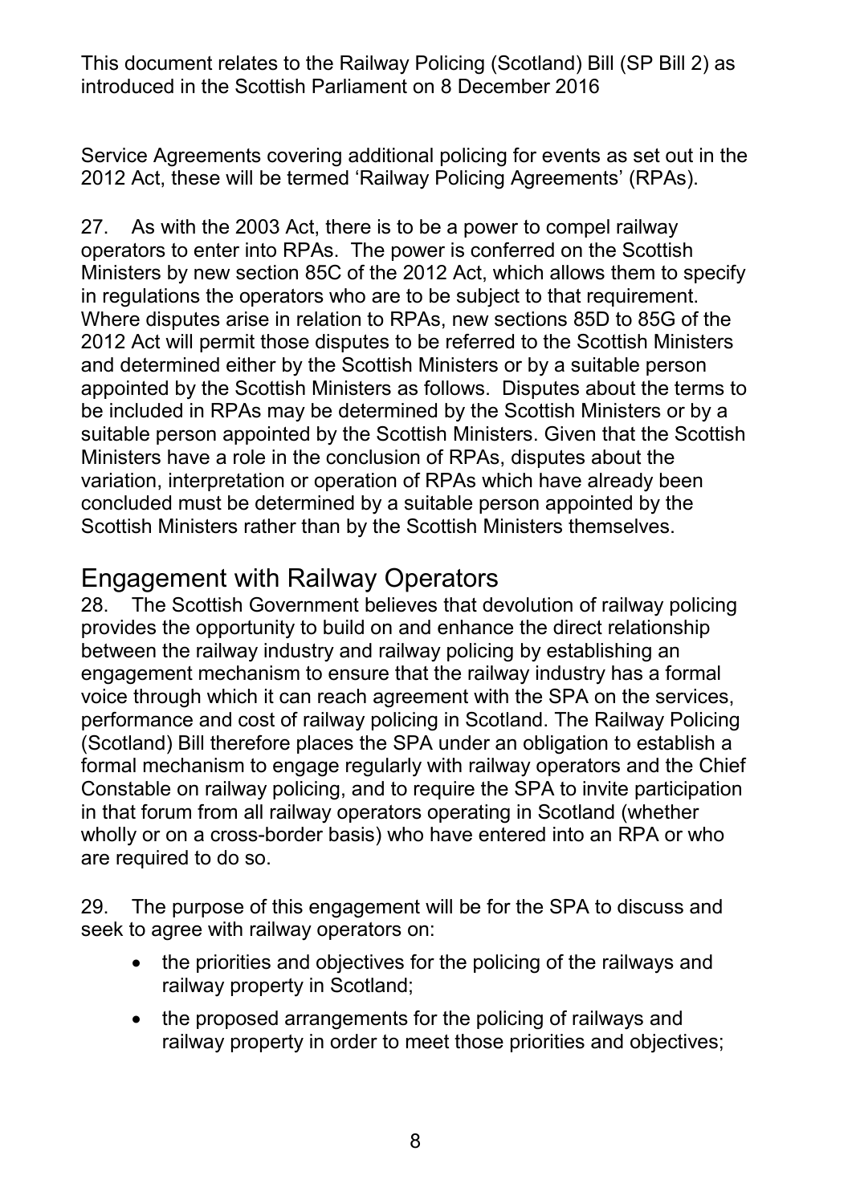Service Agreements covering additional policing for events as set out in the 2012 Act, these will be termed 'Railway Policing Agreements' (RPAs).

27. As with the 2003 Act, there is to be a power to compel railway operators to enter into RPAs. The power is conferred on the Scottish Ministers by new section 85C of the 2012 Act, which allows them to specify in regulations the operators who are to be subject to that requirement. Where disputes arise in relation to RPAs, new sections 85D to 85G of the 2012 Act will permit those disputes to be referred to the Scottish Ministers and determined either by the Scottish Ministers or by a suitable person appointed by the Scottish Ministers as follows. Disputes about the terms to be included in RPAs may be determined by the Scottish Ministers or by a suitable person appointed by the Scottish Ministers. Given that the Scottish Ministers have a role in the conclusion of RPAs, disputes about the variation, interpretation or operation of RPAs which have already been concluded must be determined by a suitable person appointed by the Scottish Ministers rather than by the Scottish Ministers themselves.

## Engagement with Railway Operators

28. The Scottish Government believes that devolution of railway policing provides the opportunity to build on and enhance the direct relationship between the railway industry and railway policing by establishing an engagement mechanism to ensure that the railway industry has a formal voice through which it can reach agreement with the SPA on the services, performance and cost of railway policing in Scotland. The Railway Policing (Scotland) Bill therefore places the SPA under an obligation to establish a formal mechanism to engage regularly with railway operators and the Chief Constable on railway policing, and to require the SPA to invite participation in that forum from all railway operators operating in Scotland (whether wholly or on a cross-border basis) who have entered into an RPA or who are required to do so.

29. The purpose of this engagement will be for the SPA to discuss and seek to agree with railway operators on:

- the priorities and objectives for the policing of the railways and railway property in Scotland;
- the proposed arrangements for the policing of railways and railway property in order to meet those priorities and objectives;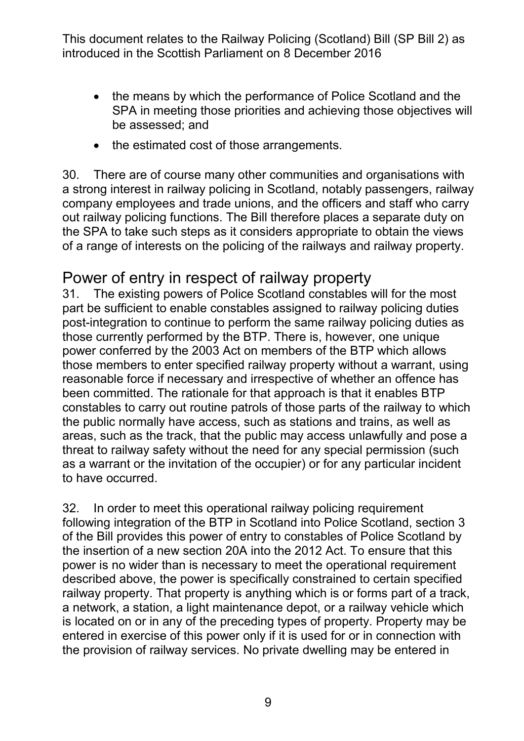- the means by which the performance of Police Scotland and the SPA in meeting those priorities and achieving those objectives will be assessed; and
- the estimated cost of those arrangements.

30. There are of course many other communities and organisations with a strong interest in railway policing in Scotland, notably passengers, railway company employees and trade unions, and the officers and staff who carry out railway policing functions. The Bill therefore places a separate duty on the SPA to take such steps as it considers appropriate to obtain the views of a range of interests on the policing of the railways and railway property.

## Power of entry in respect of railway property

31. The existing powers of Police Scotland constables will for the most part be sufficient to enable constables assigned to railway policing duties post-integration to continue to perform the same railway policing duties as those currently performed by the BTP. There is, however, one unique power conferred by the 2003 Act on members of the BTP which allows those members to enter specified railway property without a warrant, using reasonable force if necessary and irrespective of whether an offence has been committed. The rationale for that approach is that it enables BTP constables to carry out routine patrols of those parts of the railway to which the public normally have access, such as stations and trains, as well as areas, such as the track, that the public may access unlawfully and pose a threat to railway safety without the need for any special permission (such as a warrant or the invitation of the occupier) or for any particular incident to have occurred.

32. In order to meet this operational railway policing requirement following integration of the BTP in Scotland into Police Scotland, section 3 of the Bill provides this power of entry to constables of Police Scotland by the insertion of a new section 20A into the 2012 Act. To ensure that this power is no wider than is necessary to meet the operational requirement described above, the power is specifically constrained to certain specified railway property. That property is anything which is or forms part of a track, a network, a station, a light maintenance depot, or a railway vehicle which is located on or in any of the preceding types of property. Property may be entered in exercise of this power only if it is used for or in connection with the provision of railway services. No private dwelling may be entered in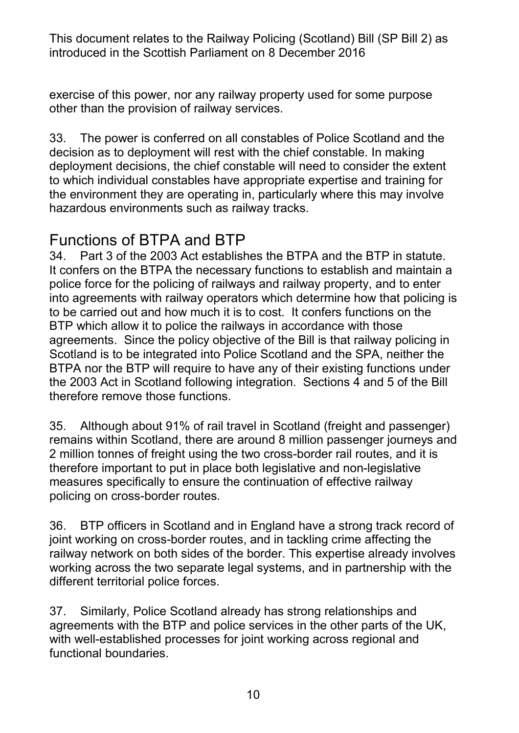exercise of this power, nor any railway property used for some purpose other than the provision of railway services.

33. The power is conferred on all constables of Police Scotland and the decision as to deployment will rest with the chief constable. In making deployment decisions, the chief constable will need to consider the extent to which individual constables have appropriate expertise and training for the environment they are operating in, particularly where this may involve hazardous environments such as railway tracks.

## Functions of BTPA and BTP

34. Part 3 of the 2003 Act establishes the BTPA and the BTP in statute. It confers on the BTPA the necessary functions to establish and maintain a police force for the policing of railways and railway property, and to enter into agreements with railway operators which determine how that policing is to be carried out and how much it is to cost. It confers functions on the BTP which allow it to police the railways in accordance with those agreements. Since the policy objective of the Bill is that railway policing in Scotland is to be integrated into Police Scotland and the SPA, neither the BTPA nor the BTP will require to have any of their existing functions under the 2003 Act in Scotland following integration. Sections 4 and 5 of the Bill therefore remove those functions.

35. Although about 91% of rail travel in Scotland (freight and passenger) remains within Scotland, there are around 8 million passenger journeys and 2 million tonnes of freight using the two cross-border rail routes, and it is therefore important to put in place both legislative and non-legislative measures specifically to ensure the continuation of effective railway policing on cross-border routes.

36. BTP officers in Scotland and in England have a strong track record of joint working on cross-border routes, and in tackling crime affecting the railway network on both sides of the border. This expertise already involves working across the two separate legal systems, and in partnership with the different territorial police forces.

37. Similarly, Police Scotland already has strong relationships and agreements with the BTP and police services in the other parts of the UK, with well-established processes for joint working across regional and functional boundaries.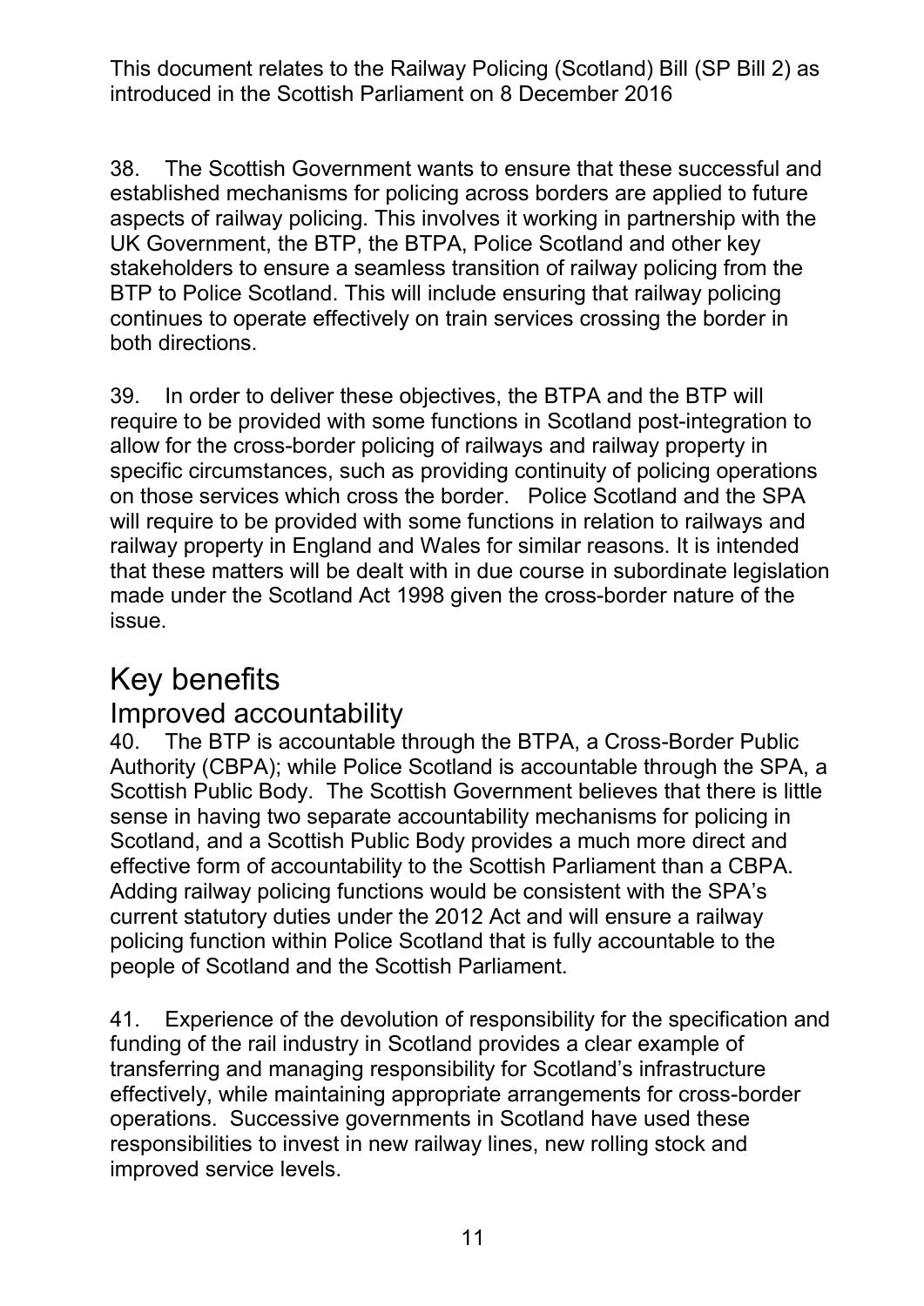38. The Scottish Government wants to ensure that these successful and established mechanisms for policing across borders are applied to future aspects of railway policing. This involves it working in partnership with the UK Government, the BTP, the BTPA, Police Scotland and other key stakeholders to ensure a seamless transition of railway policing from the BTP to Police Scotland. This will include ensuring that railway policing continues to operate effectively on train services crossing the border in both directions.

39. In order to deliver these objectives, the BTPA and the BTP will require to be provided with some functions in Scotland post-integration to allow for the cross-border policing of railways and railway property in specific circumstances, such as providing continuity of policing operations on those services which cross the border. Police Scotland and the SPA will require to be provided with some functions in relation to railways and railway property in England and Wales for similar reasons. It is intended that these matters will be dealt with in due course in subordinate legislation made under the Scotland Act 1998 given the cross-border nature of the issue.

## Key benefits

### Improved accountability

40. The BTP is accountable through the BTPA, a Cross-Border Public Authority (CBPA); while Police Scotland is accountable through the SPA, a Scottish Public Body. The Scottish Government believes that there is little sense in having two separate accountability mechanisms for policing in Scotland, and a Scottish Public Body provides a much more direct and effective form of accountability to the Scottish Parliament than a CBPA. Adding railway policing functions would be consistent with the SPA's current statutory duties under the 2012 Act and will ensure a railway policing function within Police Scotland that is fully accountable to the people of Scotland and the Scottish Parliament.

41. Experience of the devolution of responsibility for the specification and funding of the rail industry in Scotland provides a clear example of transferring and managing responsibility for Scotland's infrastructure effectively, while maintaining appropriate arrangements for cross-border operations. Successive governments in Scotland have used these responsibilities to invest in new railway lines, new rolling stock and improved service levels.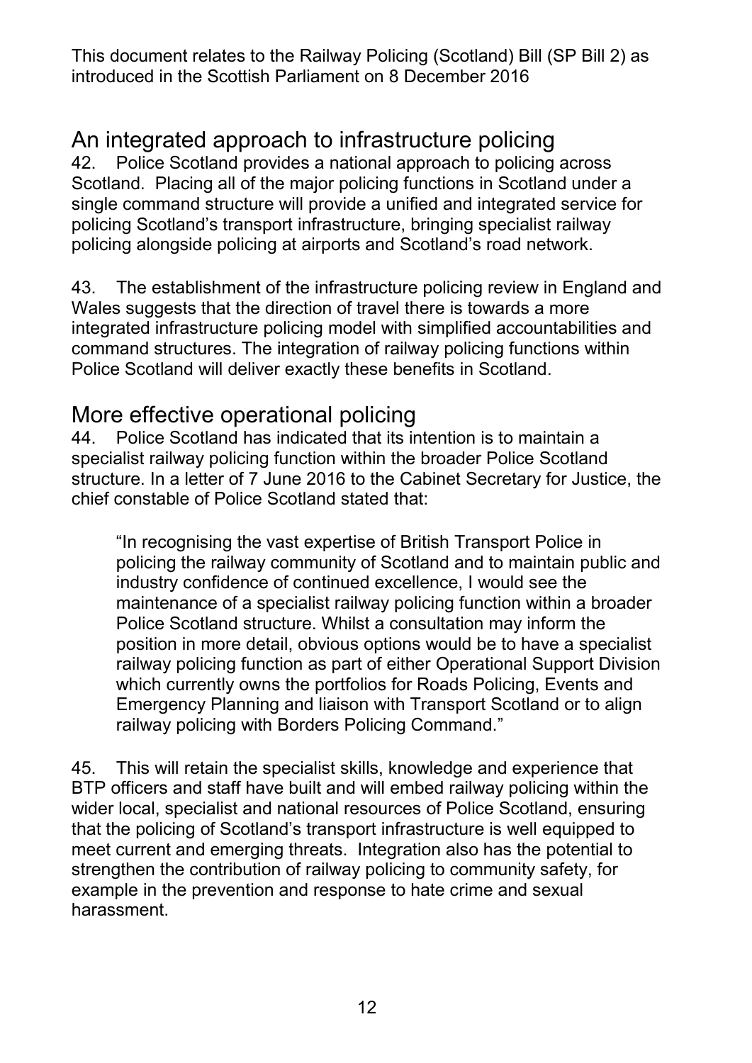## An integrated approach to infrastructure policing

42. Police Scotland provides a national approach to policing across Scotland. Placing all of the major policing functions in Scotland under a single command structure will provide a unified and integrated service for policing Scotland's transport infrastructure, bringing specialist railway policing alongside policing at airports and Scotland's road network.

43. The establishment of the infrastructure policing review in England and Wales suggests that the direction of travel there is towards a more integrated infrastructure policing model with simplified accountabilities and command structures. The integration of railway policing functions within Police Scotland will deliver exactly these benefits in Scotland.

## More effective operational policing

44. Police Scotland has indicated that its intention is to maintain a specialist railway policing function within the broader Police Scotland structure. In a letter of 7 June 2016 to the Cabinet Secretary for Justice, the chief constable of Police Scotland stated that:

> "In recognising the vast expertise of British Transport Police in policing the railway community of Scotland and to maintain public and industry confidence of continued excellence, I would see the maintenance of a specialist railway policing function within a broader Police Scotland structure. Whilst a consultation may inform the position in more detail, obvious options would be to have a specialist railway policing function as part of either Operational Support Division which currently owns the portfolios for Roads Policing, Events and Emergency Planning and liaison with Transport Scotland or to align railway policing with Borders Policing Command."

45. This will retain the specialist skills, knowledge and experience that BTP officers and staff have built and will embed railway policing within the wider local, specialist and national resources of Police Scotland, ensuring that the policing of Scotland's transport infrastructure is well equipped to meet current and emerging threats. Integration also has the potential to strengthen the contribution of railway policing to community safety, for example in the prevention and response to hate crime and sexual harassment.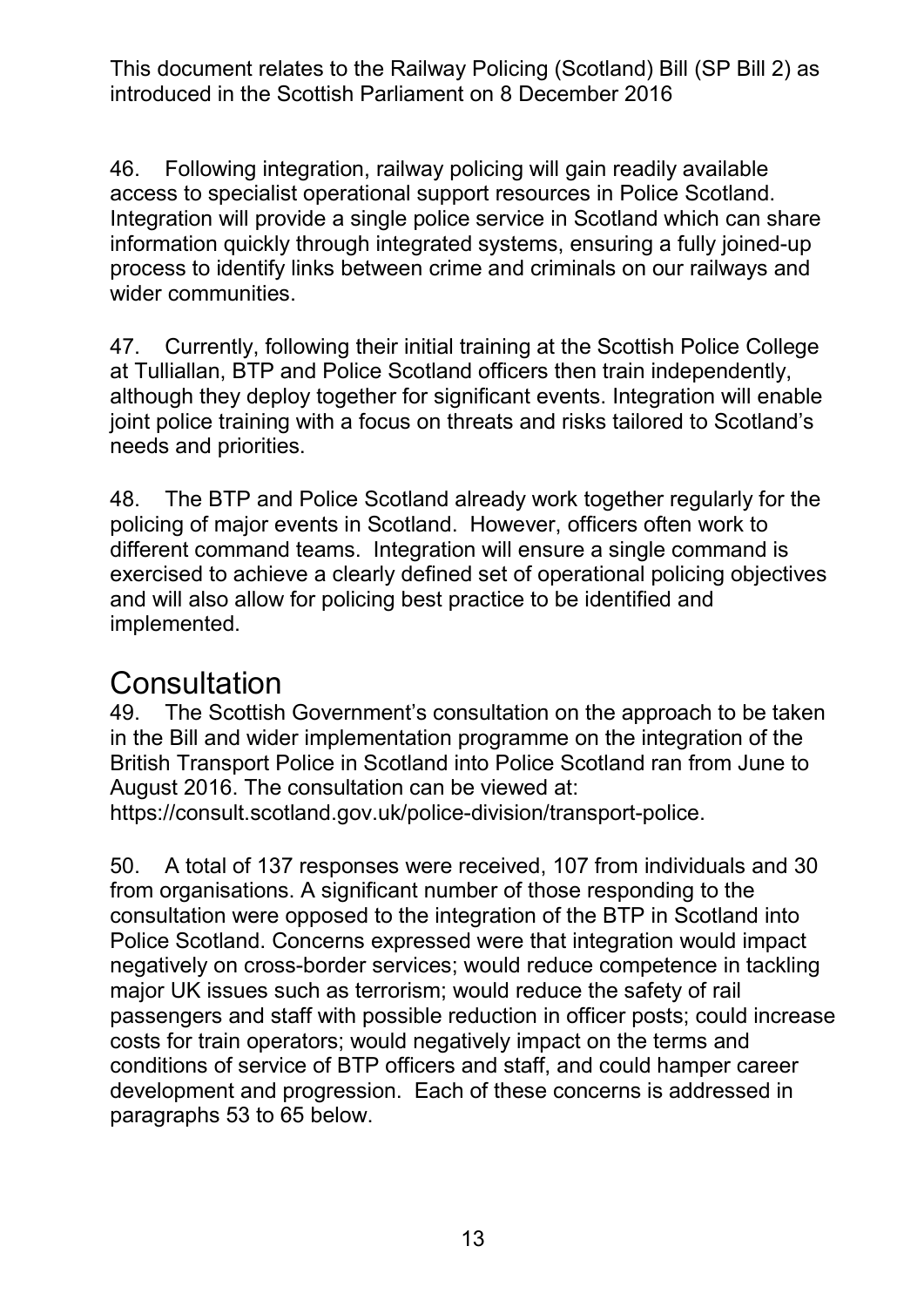46. Following integration, railway policing will gain readily available access to specialist operational support resources in Police Scotland. Integration will provide a single police service in Scotland which can share information quickly through integrated systems, ensuring a fully joined-up process to identify links between crime and criminals on our railways and wider communities.

47. Currently, following their initial training at the Scottish Police College at Tulliallan, BTP and Police Scotland officers then train independently, although they deploy together for significant events. Integration will enable joint police training with a focus on threats and risks tailored to Scotland's needs and priorities.

48. The BTP and Police Scotland already work together regularly for the policing of major events in Scotland. However, officers often work to different command teams. Integration will ensure a single command is exercised to achieve a clearly defined set of operational policing objectives and will also allow for policing best practice to be identified and implemented.

## Consultation

49. The Scottish Government's consultation on the approach to be taken in the Bill and wider implementation programme on the integration of the British Transport Police in Scotland into Police Scotland ran from June to August 2016. The consultation can be viewed at: https://consult.scotland.gov.uk/police-division/transport-police.

50. A total of 137 responses were received, 107 from individuals and 30 from organisations. A significant number of those responding to the consultation were opposed to the integration of the BTP in Scotland into Police Scotland. Concerns expressed were that integration would impact negatively on cross-border services; would reduce competence in tackling major UK issues such as terrorism; would reduce the safety of rail passengers and staff with possible reduction in officer posts; could increase costs for train operators; would negatively impact on the terms and conditions of service of BTP officers and staff, and could hamper career development and progression. Each of these concerns is addressed in paragraphs 53 to 65 below.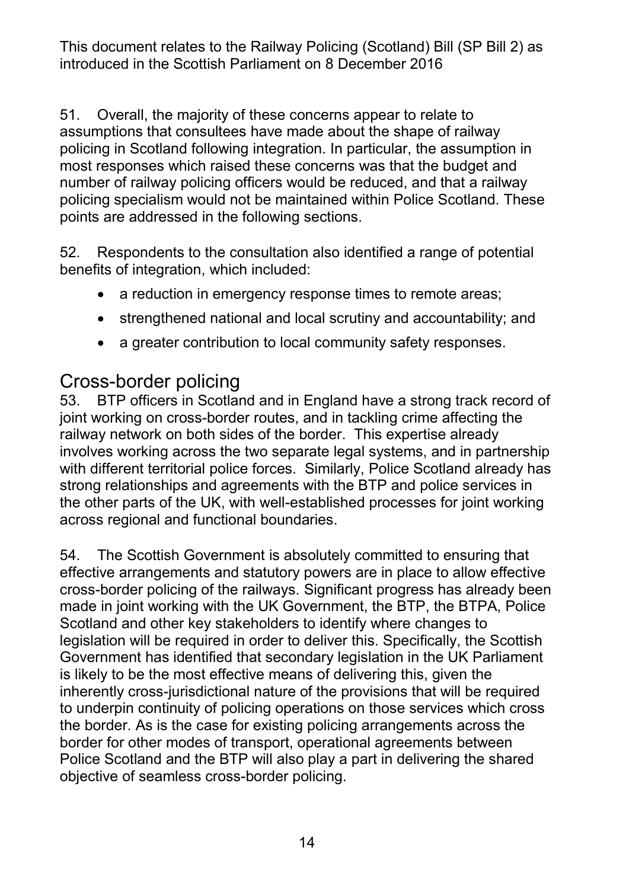51. Overall, the majority of these concerns appear to relate to assumptions that consultees have made about the shape of railway policing in Scotland following integration. In particular, the assumption in most responses which raised these concerns was that the budget and number of railway policing officers would be reduced, and that a railway policing specialism would not be maintained within Police Scotland. These points are addressed in the following sections.

52. Respondents to the consultation also identified a range of potential benefits of integration, which included:

- a reduction in emergency response times to remote areas;
- strengthened national and local scrutiny and accountability; and
- a greater contribution to local community safety responses.

## Cross-border policing

53. BTP officers in Scotland and in England have a strong track record of joint working on cross-border routes, and in tackling crime affecting the railway network on both sides of the border. This expertise already involves working across the two separate legal systems, and in partnership with different territorial police forces. Similarly, Police Scotland already has strong relationships and agreements with the BTP and police services in the other parts of the UK, with well-established processes for joint working across regional and functional boundaries.

54. The Scottish Government is absolutely committed to ensuring that effective arrangements and statutory powers are in place to allow effective cross-border policing of the railways. Significant progress has already been made in joint working with the UK Government, the BTP, the BTPA, Police Scotland and other key stakeholders to identify where changes to legislation will be required in order to deliver this. Specifically, the Scottish Government has identified that secondary legislation in the UK Parliament is likely to be the most effective means of delivering this, given the inherently cross-jurisdictional nature of the provisions that will be required to underpin continuity of policing operations on those services which cross the border. As is the case for existing policing arrangements across the border for other modes of transport, operational agreements between Police Scotland and the BTP will also play a part in delivering the shared objective of seamless cross-border policing.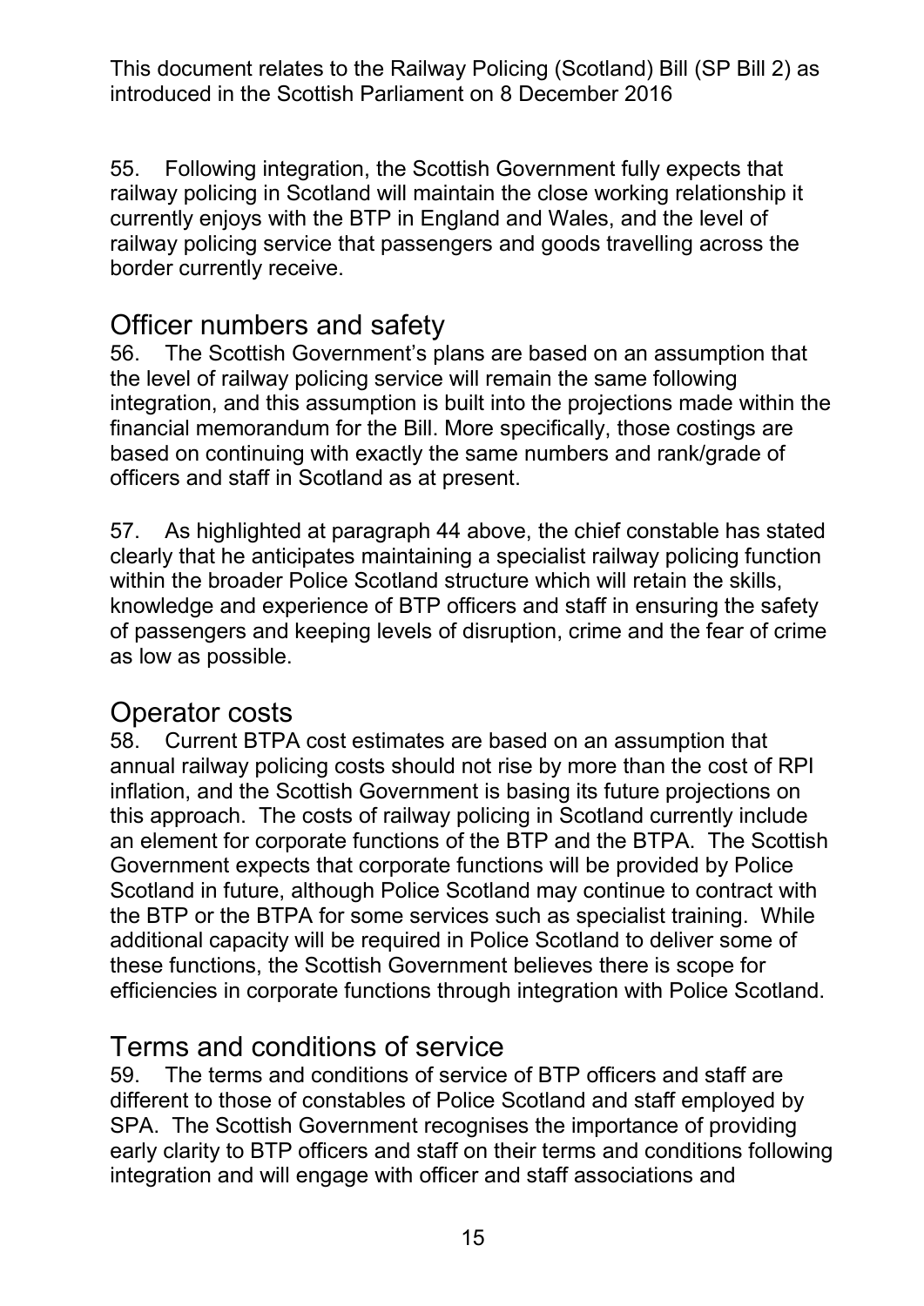55. Following integration, the Scottish Government fully expects that railway policing in Scotland will maintain the close working relationship it currently enjoys with the BTP in England and Wales, and the level of railway policing service that passengers and goods travelling across the border currently receive.

## Officer numbers and safety

56. The Scottish Government's plans are based on an assumption that the level of railway policing service will remain the same following integration, and this assumption is built into the projections made within the financial memorandum for the Bill. More specifically, those costings are based on continuing with exactly the same numbers and rank/grade of officers and staff in Scotland as at present.

57. As highlighted at paragraph 44 above, the chief constable has stated clearly that he anticipates maintaining a specialist railway policing function within the broader Police Scotland structure which will retain the skills, knowledge and experience of BTP officers and staff in ensuring the safety of passengers and keeping levels of disruption, crime and the fear of crime as low as possible.

## Operator costs

58. Current BTPA cost estimates are based on an assumption that annual railway policing costs should not rise by more than the cost of RPI inflation, and the Scottish Government is basing its future projections on this approach. The costs of railway policing in Scotland currently include an element for corporate functions of the BTP and the BTPA. The Scottish Government expects that corporate functions will be provided by Police Scotland in future, although Police Scotland may continue to contract with the BTP or the BTPA for some services such as specialist training. While additional capacity will be required in Police Scotland to deliver some of these functions, the Scottish Government believes there is scope for efficiencies in corporate functions through integration with Police Scotland.

## Terms and conditions of service

59. The terms and conditions of service of BTP officers and staff are different to those of constables of Police Scotland and staff employed by SPA. The Scottish Government recognises the importance of providing early clarity to BTP officers and staff on their terms and conditions following integration and will engage with officer and staff associations and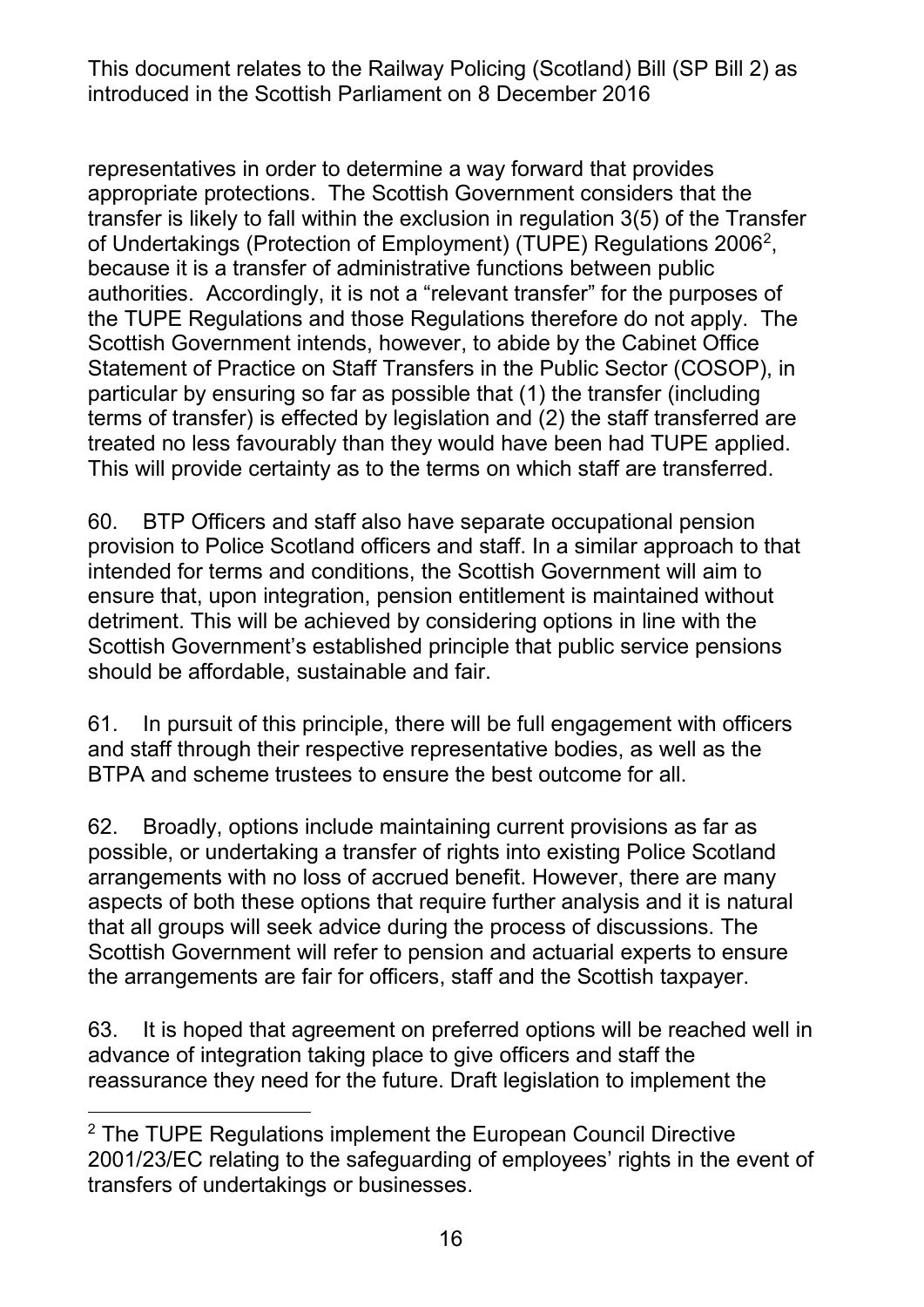representatives in order to determine a way forward that provides appropriate protections. The Scottish Government considers that the transfer is likely to fall within the exclusion in regulation 3(5) of the Transfer of Undertakings (Protection of Employment) (TUPE) Regulations 2006[2], because it is a transfer of administrative functions between public authorities. Accordingly, it is not a "relevant transfer" for the purposes of the TUPE Regulations and those Regulations therefore do not apply. The Scottish Government intends, however, to abide by the Cabinet Office Statement of Practice on Staff Transfers in the Public Sector (COSOP), in particular by ensuring so far as possible that (1) the transfer (including terms of transfer) is effected by legislation and (2) the staff transferred are treated no less favourably than they would have been had TUPE applied. This will provide certainty as to the terms on which staff are transferred.

60. BTP Officers and staff also have separate occupational pension provision to Police Scotland officers and staff. In a similar approach to that intended for terms and conditions, the Scottish Government will aim to ensure that, upon integration, pension entitlement is maintained without detriment. This will be achieved by considering options in line with the Scottish Government's established principle that public service pensions should be affordable, sustainable and fair.

61. In pursuit of this principle, there will be full engagement with officers and staff through their respective representative bodies, as well as the BTPA and scheme trustees to ensure the best outcome for all.

62. Broadly, options include maintaining current provisions as far as possible, or undertaking a transfer of rights into existing Police Scotland arrangements with no loss of accrued benefit. However, there are many aspects of both these options that require further analysis and it is natural that all groups will seek advice during the process of discussions. The Scottish Government will refer to pension and actuarial experts to ensure the arrangements are fair for officers, staff and the Scottish taxpayer.

63. It is hoped that agreement on preferred options will be reached well in advance of integration taking place to give officers and staff the reassurance they need for the future. Draft legislation to implement the

---

[2] The TUPE Regulations implement the European Council Directive 2001/23/EC relating to the safeguarding of employees' rights in the event of transfers of undertakings or businesses.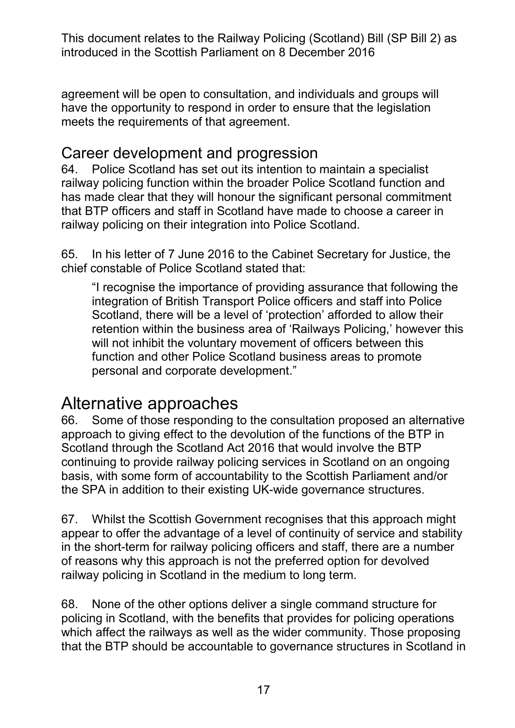agreement will be open to consultation, and individuals and groups will have the opportunity to respond in order to ensure that the legislation meets the requirements of that agreement.

## Career development and progression

64. Police Scotland has set out its intention to maintain a specialist railway policing function within the broader Police Scotland function and has made clear that they will honour the significant personal commitment that BTP officers and staff in Scotland have made to choose a career in railway policing on their integration into Police Scotland.

65. In his letter of 7 June 2016 to the Cabinet Secretary for Justice, the chief constable of Police Scotland stated that:

> "I recognise the importance of providing assurance that following the integration of British Transport Police officers and staff into Police Scotland, there will be a level of 'protection' afforded to allow their retention within the business area of 'Railways Policing,' however this will not inhibit the voluntary movement of officers between this function and other Police Scotland business areas to promote personal and corporate development."

# Alternative approaches

66. Some of those responding to the consultation proposed an alternative approach to giving effect to the devolution of the functions of the BTP in Scotland through the Scotland Act 2016 that would involve the BTP continuing to provide railway policing services in Scotland on an ongoing basis, with some form of accountability to the Scottish Parliament and/or the SPA in addition to their existing UK-wide governance structures.

67. Whilst the Scottish Government recognises that this approach might appear to offer the advantage of a level of continuity of service and stability in the short-term for railway policing officers and staff, there are a number of reasons why this approach is not the preferred option for devolved railway policing in Scotland in the medium to long term.

68. None of the other options deliver a single command structure for policing in Scotland, with the benefits that provides for policing operations which affect the railways as well as the wider community. Those proposing that the BTP should be accountable to governance structures in Scotland in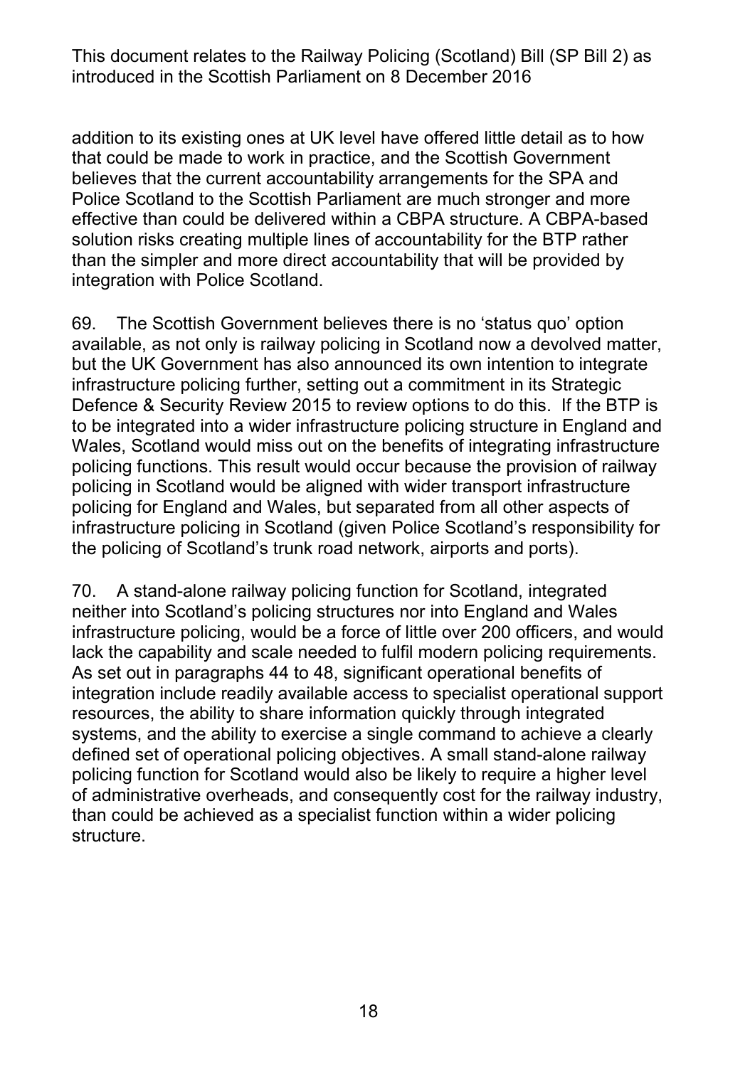addition to its existing ones at UK level have offered little detail as to how that could be made to work in practice, and the Scottish Government believes that the current accountability arrangements for the SPA and Police Scotland to the Scottish Parliament are much stronger and more effective than could be delivered within a CBPA structure. A CBPA-based solution risks creating multiple lines of accountability for the BTP rather than the simpler and more direct accountability that will be provided by integration with Police Scotland.

69. The Scottish Government believes there is no 'status quo' option available, as not only is railway policing in Scotland now a devolved matter, but the UK Government has also announced its own intention to integrate infrastructure policing further, setting out a commitment in its Strategic Defence & Security Review 2015 to review options to do this. If the BTP is to be integrated into a wider infrastructure policing structure in England and Wales, Scotland would miss out on the benefits of integrating infrastructure policing functions. This result would occur because the provision of railway policing in Scotland would be aligned with wider transport infrastructure policing for England and Wales, but separated from all other aspects of infrastructure policing in Scotland (given Police Scotland's responsibility for the policing of Scotland's trunk road network, airports and ports).

70. A stand-alone railway policing function for Scotland, integrated neither into Scotland's policing structures nor into England and Wales infrastructure policing, would be a force of little over 200 officers, and would lack the capability and scale needed to fulfil modern policing requirements. As set out in paragraphs 44 to 48, significant operational benefits of integration include readily available access to specialist operational support resources, the ability to share information quickly through integrated systems, and the ability to exercise a single command to achieve a clearly defined set of operational policing objectives. A small stand-alone railway policing function for Scotland would also be likely to require a higher level of administrative overheads, and consequently cost for the railway industry, than could be achieved as a specialist function within a wider policing structure.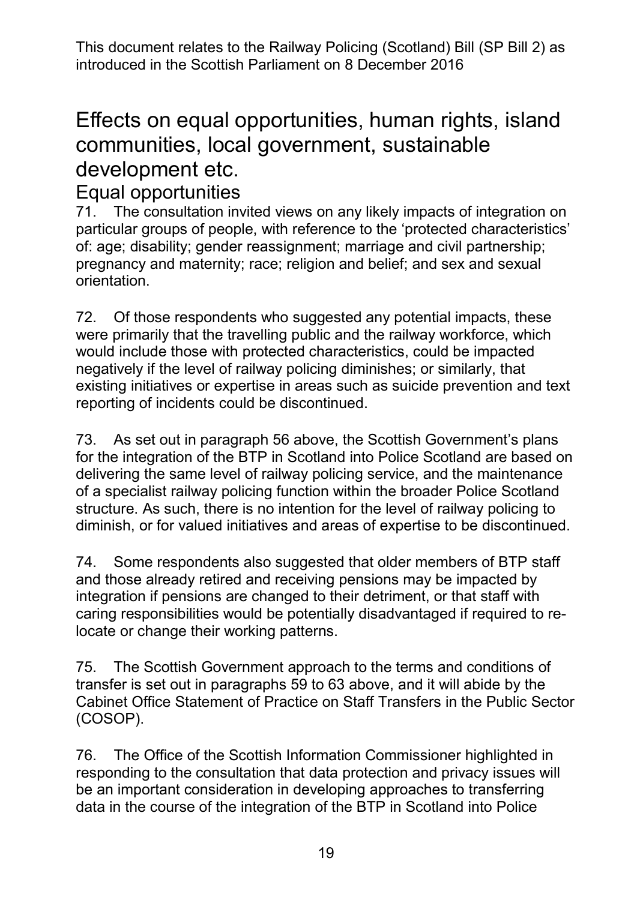# Effects on equal opportunities, human rights, island communities, local government, sustainable development etc.

## Equal opportunities

71. The consultation invited views on any likely impacts of integration on particular groups of people, with reference to the 'protected characteristics' of: age; disability; gender reassignment; marriage and civil partnership; pregnancy and maternity; race; religion and belief; and sex and sexual orientation.

72. Of those respondents who suggested any potential impacts, these were primarily that the travelling public and the railway workforce, which would include those with protected characteristics, could be impacted negatively if the level of railway policing diminishes; or similarly, that existing initiatives or expertise in areas such as suicide prevention and text reporting of incidents could be discontinued.

73. As set out in paragraph 56 above, the Scottish Government's plans for the integration of the BTP in Scotland into Police Scotland are based on delivering the same level of railway policing service, and the maintenance of a specialist railway policing function within the broader Police Scotland structure. As such, there is no intention for the level of railway policing to diminish, or for valued initiatives and areas of expertise to be discontinued.

74. Some respondents also suggested that older members of BTP staff and those already retired and receiving pensions may be impacted by integration if pensions are changed to their detriment, or that staff with caring responsibilities would be potentially disadvantaged if required to re-locate or change their working patterns.

75. The Scottish Government approach to the terms and conditions of transfer is set out in paragraphs 59 to 63 above, and it will abide by the Cabinet Office Statement of Practice on Staff Transfers in the Public Sector (COSOP).

76. The Office of the Scottish Information Commissioner highlighted in responding to the consultation that data protection and privacy issues will be an important consideration in developing approaches to transferring data in the course of the integration of the BTP in Scotland into Police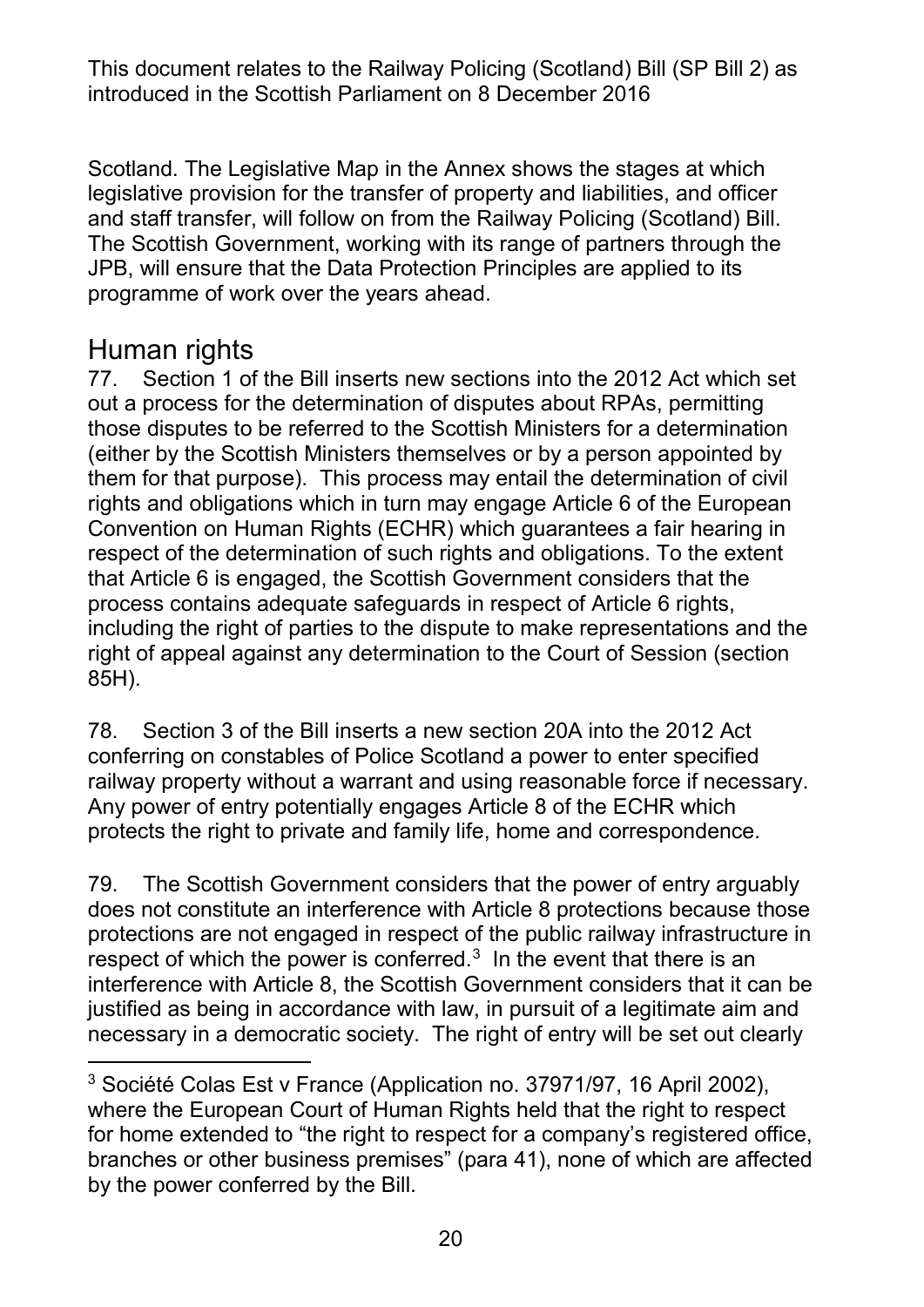Scotland. The Legislative Map in the Annex shows the stages at which legislative provision for the transfer of property and liabilities, and officer and staff transfer, will follow on from the Railway Policing (Scotland) Bill. The Scottish Government, working with its range of partners through the JPB, will ensure that the Data Protection Principles are applied to its programme of work over the years ahead.

## Human rights

77. Section 1 of the Bill inserts new sections into the 2012 Act which set out a process for the determination of disputes about RPAs, permitting those disputes to be referred to the Scottish Ministers for a determination (either by the Scottish Ministers themselves or by a person appointed by them for that purpose). This process may entail the determination of civil rights and obligations which in turn may engage Article 6 of the European Convention on Human Rights (ECHR) which guarantees a fair hearing in respect of the determination of such rights and obligations. To the extent that Article 6 is engaged, the Scottish Government considers that the process contains adequate safeguards in respect of Article 6 rights, including the right of parties to the dispute to make representations and the right of appeal against any determination to the Court of Session (section 85H).

78. Section 3 of the Bill inserts a new section 20A into the 2012 Act conferring on constables of Police Scotland a power to enter specified railway property without a warrant and using reasonable force if necessary. Any power of entry potentially engages Article 8 of the ECHR which protects the right to private and family life, home and correspondence.

79. The Scottish Government considers that the power of entry arguably does not constitute an interference with Article 8 protections because those protections are not engaged in respect of the public railway infrastructure in respect of which the power is conferred.[3] In the event that there is an interference with Article 8, the Scottish Government considers that it can be justified as being in accordance with law, in pursuit of a legitimate aim and necessary in a democratic society. The right of entry will be set out clearly

[3] Société Colas Est v France (Application no. 37971/97, 16 April 2002), where the European Court of Human Rights held that the right to respect for home extended to "the right to respect for a company's registered office, branches or other business premises" (para 41), none of which are affected by the power conferred by the Bill.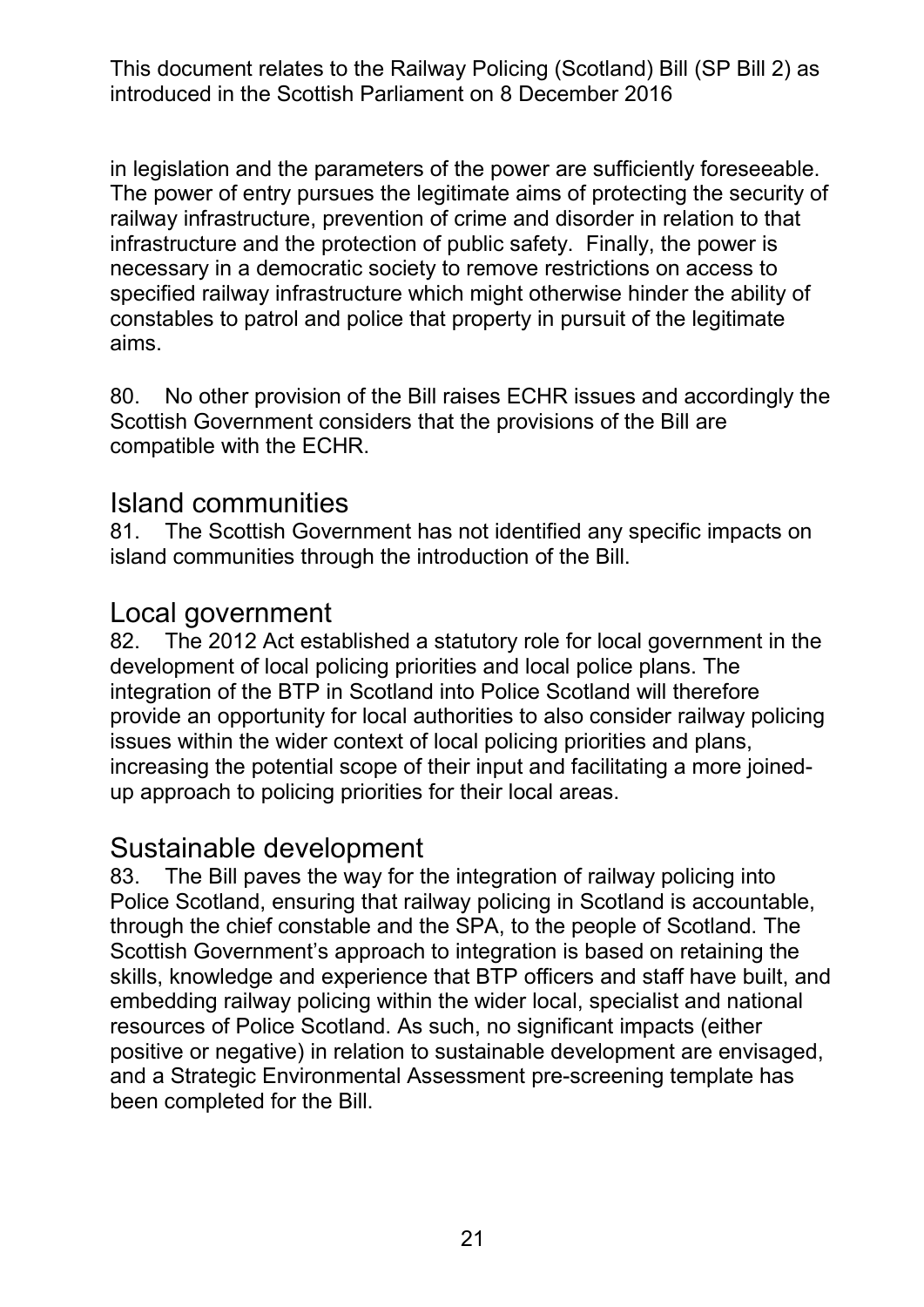in legislation and the parameters of the power are sufficiently foreseeable. The power of entry pursues the legitimate aims of protecting the security of railway infrastructure, prevention of crime and disorder in relation to that infrastructure and the protection of public safety. Finally, the power is necessary in a democratic society to remove restrictions on access to specified railway infrastructure which might otherwise hinder the ability of constables to patrol and police that property in pursuit of the legitimate aims.

80. No other provision of the Bill raises ECHR issues and accordingly the Scottish Government considers that the provisions of the Bill are compatible with the ECHR.

## Island communities

81. The Scottish Government has not identified any specific impacts on island communities through the introduction of the Bill.

## Local government

82. The 2012 Act established a statutory role for local government in the development of local policing priorities and local police plans. The integration of the BTP in Scotland into Police Scotland will therefore provide an opportunity for local authorities to also consider railway policing issues within the wider context of local policing priorities and plans, increasing the potential scope of their input and facilitating a more joined-up approach to policing priorities for their local areas.

## Sustainable development

83. The Bill paves the way for the integration of railway policing into Police Scotland, ensuring that railway policing in Scotland is accountable, through the chief constable and the SPA, to the people of Scotland. The Scottish Government's approach to integration is based on retaining the skills, knowledge and experience that BTP officers and staff have built, and embedding railway policing within the wider local, specialist and national resources of Police Scotland. As such, no significant impacts (either positive or negative) in relation to sustainable development are envisaged, and a Strategic Environmental Assessment pre-screening template has been completed for the Bill.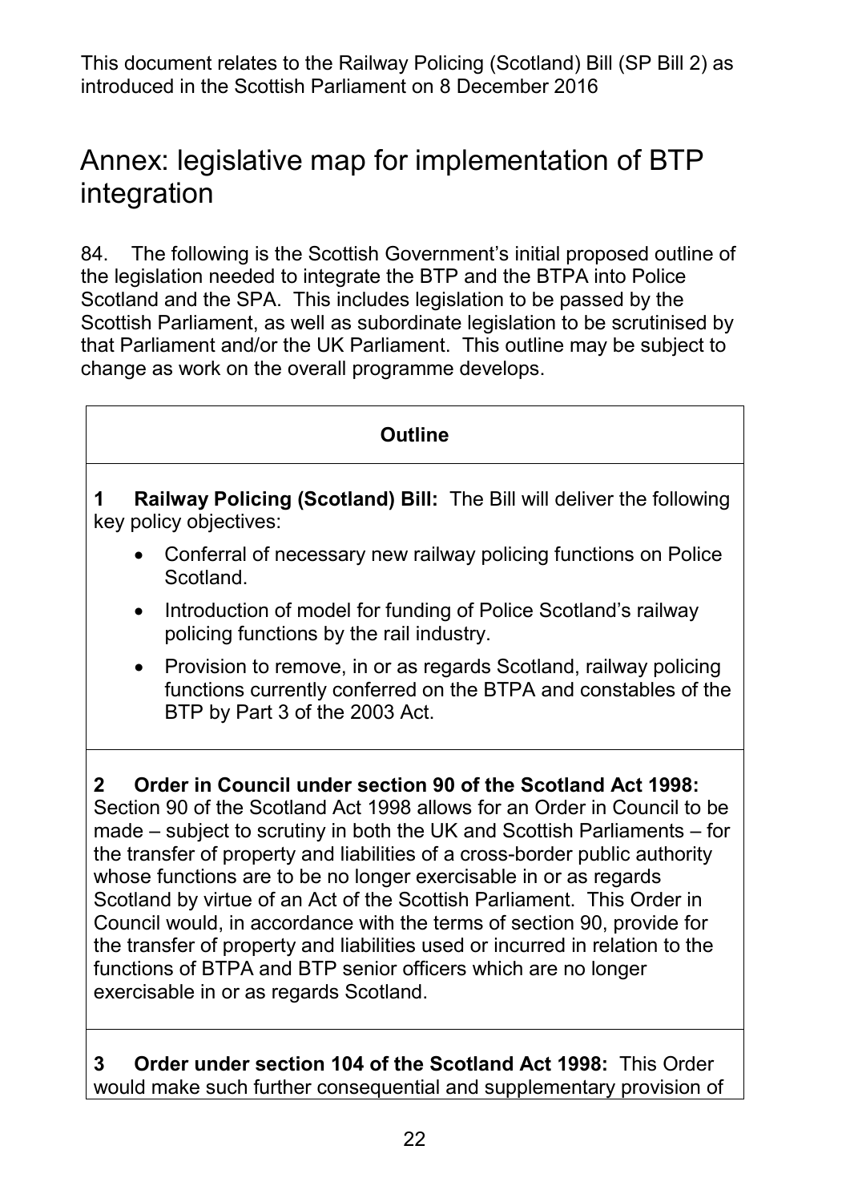This document relates to the Railway Policing (Scotland) Bill (SP Bill 2) as introduced in the Scottish Parliament on 8 December 2016

# Annex: legislative map for implementation of BTP integration

84. The following is the Scottish Government's initial proposed outline of the legislation needed to integrate the BTP and the BTPA into Police Scotland and the SPA. This includes legislation to be passed by the Scottish Parliament, as well as subordinate legislation to be scrutinised by that Parliament and/or the UK Parliament. This outline may be subject to change as work on the overall programme develops.

| **Outline** |
| --- |
| **1 Railway Policing (Scotland) Bill:** The Bill will deliver the following key policy objectives:<br>• Conferral of necessary new railway policing functions on Police Scotland.<br>• Introduction of model for funding of Police Scotland's railway policing functions by the rail industry.<br>• Provision to remove, in or as regards Scotland, railway policing functions currently conferred on the BTPA and constables of the BTP by Part 3 of the 2003 Act. |
| **2 Order in Council under section 90 of the Scotland Act 1998:** Section 90 of the Scotland Act 1998 allows for an Order in Council to be made – subject to scrutiny in both the UK and Scottish Parliaments – for the transfer of property and liabilities of a cross-border public authority whose functions are to be no longer exercisable in or as regards Scotland by virtue of an Act of the Scottish Parliament. This Order in Council would, in accordance with the terms of section 90, provide for the transfer of property and liabilities used or incurred in relation to the functions of BTPA and BTP senior officers which are no longer exercisable in or as regards Scotland. |
| **3 Order under section 104 of the Scotland Act 1998:** This Order would make such further consequential and supplementary provision of |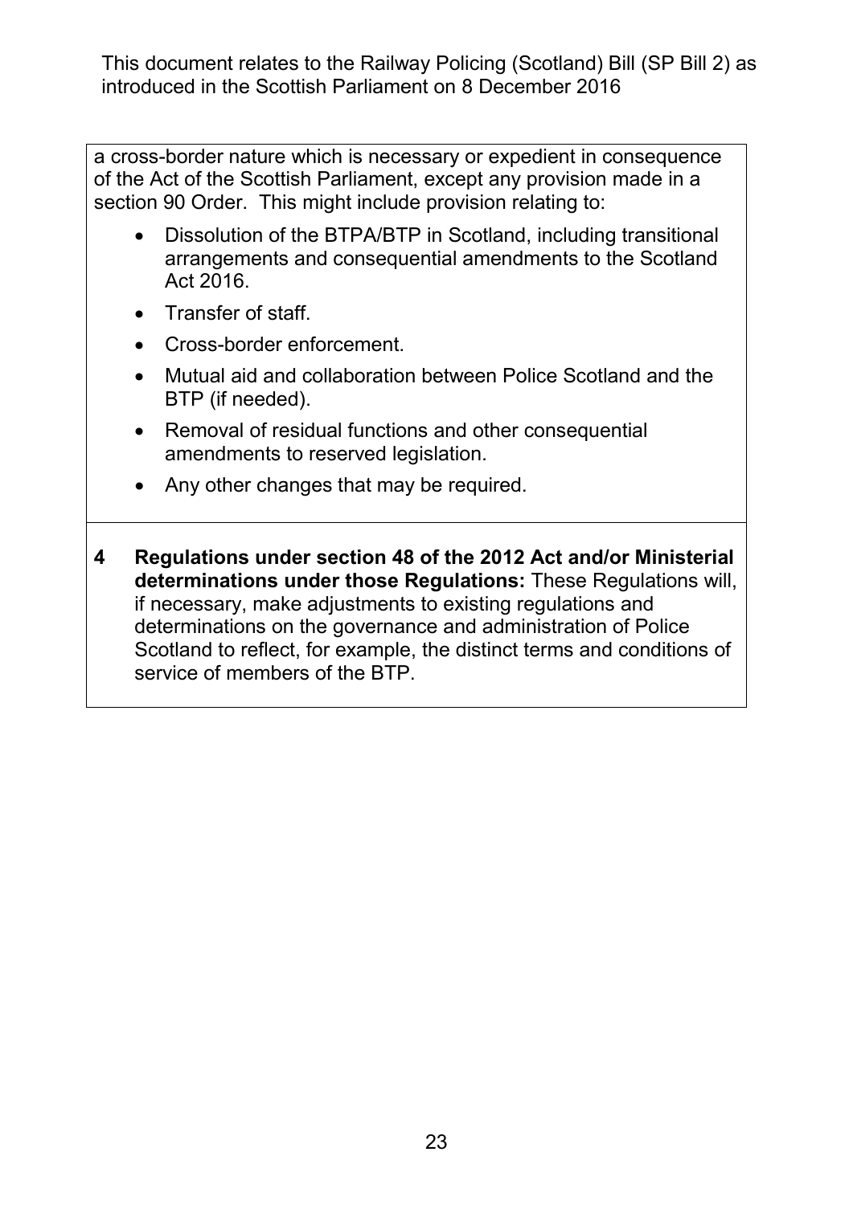a cross-border nature which is necessary or expedient in consequence of the Act of the Scottish Parliament, except any provision made in a section 90 Order. This might include provision relating to:

- Dissolution of the BTPA/BTP in Scotland, including transitional arrangements and consequential amendments to the Scotland Act 2016.
- Transfer of staff.
- Cross-border enforcement.
- Mutual aid and collaboration between Police Scotland and the BTP (if needed).
- Removal of residual functions and other consequential amendments to reserved legislation.
- Any other changes that may be required.

**4 Regulations under section 48 of the 2012 Act and/or Ministerial determinations under those Regulations:** These Regulations will, if necessary, make adjustments to existing regulations and determinations on the governance and administration of Police Scotland to reflect, for example, the distinct terms and conditions of service of members of the BTP.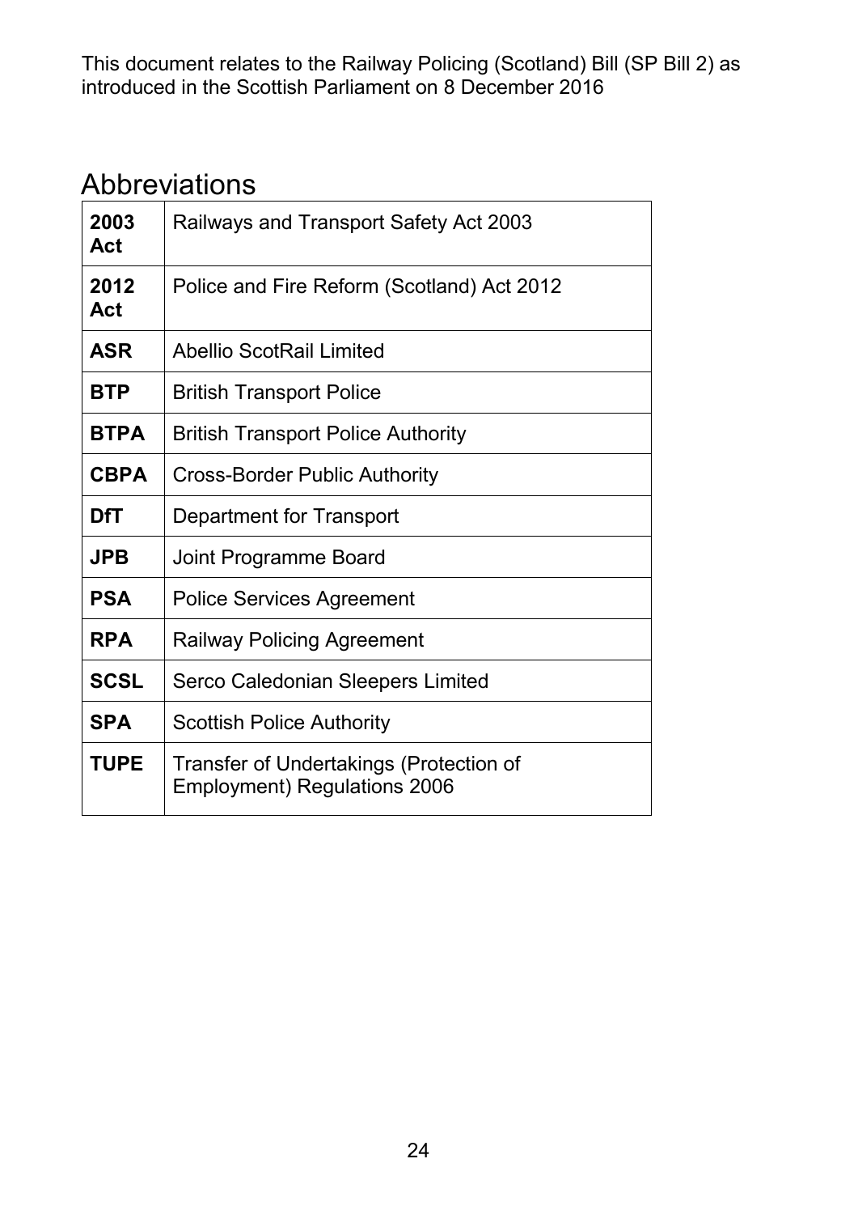This document relates to the Railway Policing (Scotland) Bill (SP Bill 2) as introduced in the Scottish Parliament on 8 December 2016

# Abbreviations

| | |
|---|---|
| **2003 Act** | Railways and Transport Safety Act 2003 |
| **2012 Act** | Police and Fire Reform (Scotland) Act 2012 |
| **ASR** | Abellio ScotRail Limited |
| **BTP** | British Transport Police |
| **BTPA** | British Transport Police Authority |
| **CBPA** | Cross-Border Public Authority |
| **DfT** | Department for Transport |
| **JPB** | Joint Programme Board |
| **PSA** | Police Services Agreement |
| **RPA** | Railway Policing Agreement |
| **SCSL** | Serco Caledonian Sleepers Limited |
| **SPA** | Scottish Police Authority |
| **TUPE** | Transfer of Undertakings (Protection of Employment) Regulations 2006 |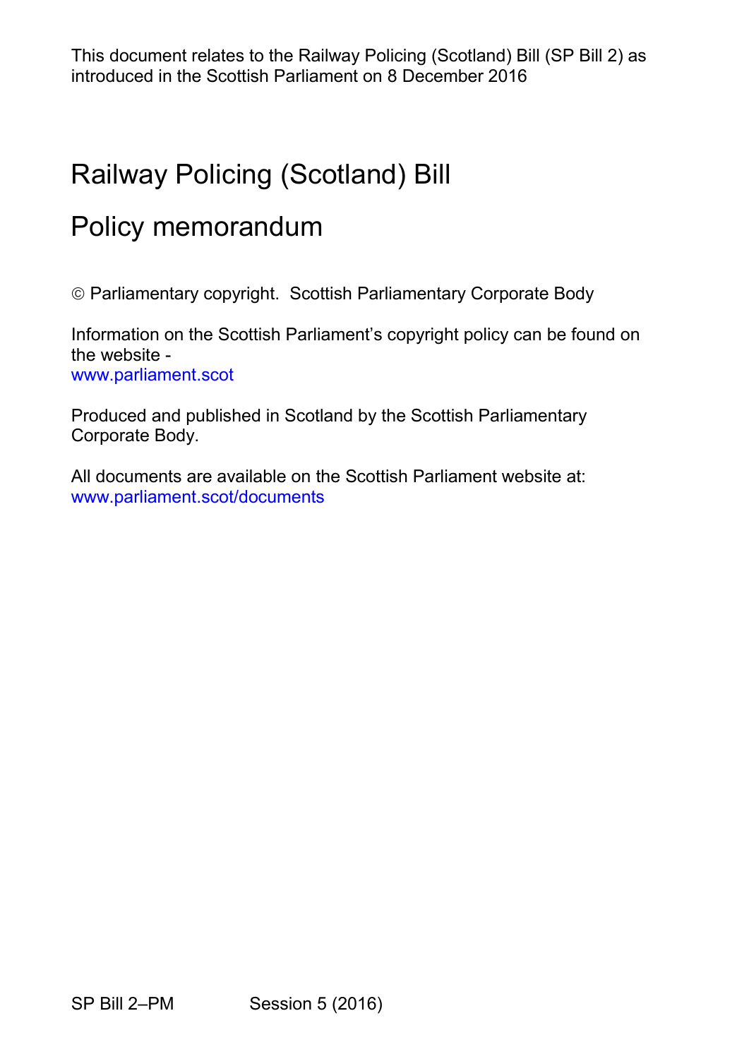This document relates to the Railway Policing (Scotland) Bill (SP Bill 2) as introduced in the Scottish Parliament on 8 December 2016

# Railway Policing (Scotland) Bill

# Policy memorandum

© Parliamentary copyright. Scottish Parliamentary Corporate Body

Information on the Scottish Parliament's copyright policy can be found on the website - www.parliament.scot

Produced and published in Scotland by the Scottish Parliamentary Corporate Body.

All documents are available on the Scottish Parliament website at: www.parliament.scot/documents

SP Bill 2–PM    Session 5 (2016)